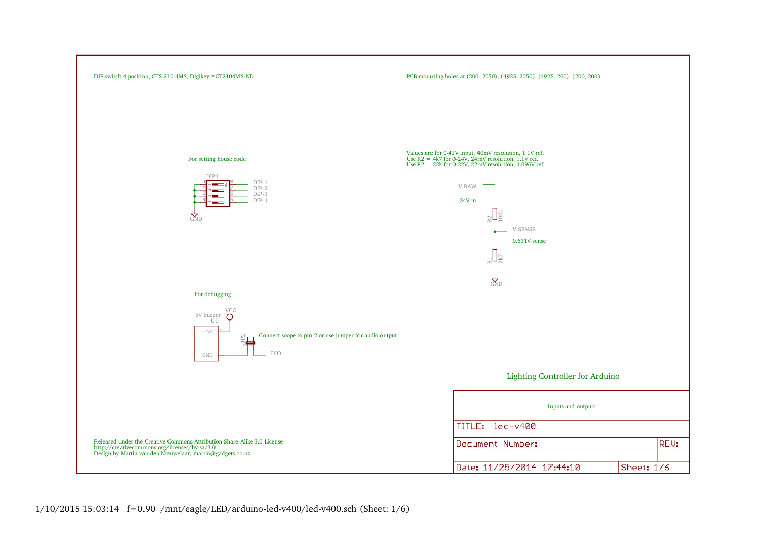DIP switch 4 position, CTS 210-4MS, Digikey #CT2104MS-ND

PCB mounting holes at (200, 2050), (4925, 2050), (4925, 200), (200, 200)

For setting house code

DIP1

DIP-1
DIP-2
DIP-3
DIP-4

GND

Values are for 0-41V input, 40mV resolution, 1.1V ref.
Use R2 = 4k7 for 0-24V, 24mV resolution, 1.1V ref.
Use R2 = 22k for 0-22V, 22mV resolution, 4.096V ref.

V-RAW

24V in

R2 100k

V-SENSE

0.631V sense

R1 2k7

GND

For debugging

5V buzzer
U1

VCC

+VE

GND

JP2

Connect scope to pin 2 or use jumper for audio output

DIO

Lighting Controller for Arduino

Inputs and outputs

TITLE: led-v400

Document Number:

REV:

Date: 11/25/2014 17:44:10

Sheet: 1/6

Released under the Creative Commons Attribution Share-Alike 3.0 License
http://creativecommons.org/licenses/by-sa/3.0
Design by Martin van den Nieuwelaar, martin@gadgets.co.nz

1/10/2015 15:03:14 f=0.90 /mnt/eagle/LED/arduino-led-v400/led-v400.sch (Sheet: 1/6)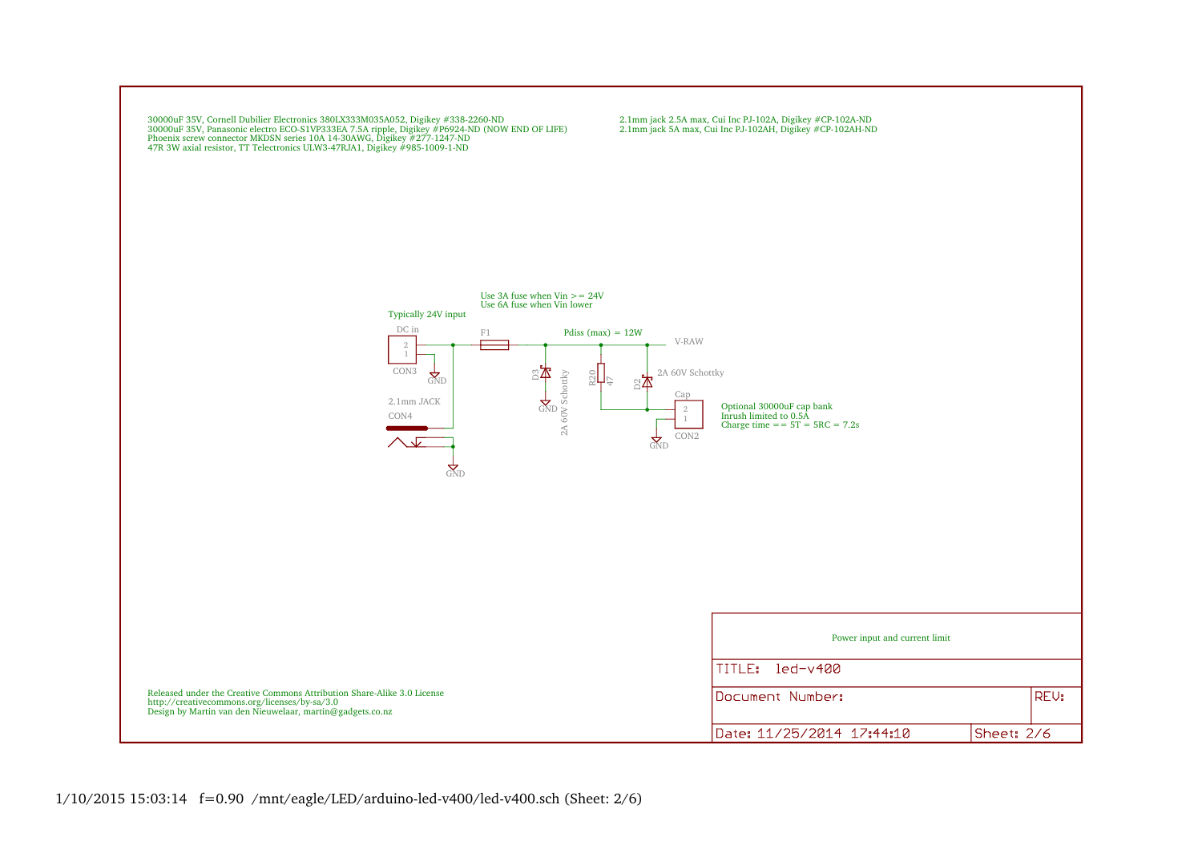30000uF 35V, Cornell Dubilier Electronics 380LX333M035A052, Digikey #338-2260-ND
30000uF 35V, Panasonic electro ECO-S1VP333EA 7.5A ripple, Digikey #P6924-ND (NOW END OF LIFE)
Phoenix screw connector MKDSN series 10A 14-30AWG, Digikey #277-1247-ND
47R 3W axial resistor, TT Telectronics ULW3-47RJA1, Digikey #985-1009-1-ND

2.1mm jack 2.5A max, Cui Inc PJ-102A, Digikey #CP-102A-ND
2.1mm jack 5A max, Cui Inc PJ-102AH, Digikey #CP-102AH-ND

Use 3A fuse when Vin >= 24V
Use 6A fuse when Vin lower

Typically 24V input

DC in

CON3

GND

F1

Pdiss (max) = 12W

V-RAW

D3

GND

2A 60V Schottky

R20
47

D2

2A 60V Schottky

Cap

CON2

GND

Optional 30000uF cap bank
Inrush limited to 0.5A
Charge time == 5T = 5RC = 7.2s

2.1mm JACK

CON4

GND

Released under the Creative Commons Attribution Share-Alike 3.0 License
http://creativecommons.org/licenses/by-sa/3.0
Design by Martin van den Nieuwelaar, martin@gadgets.co.nz

Power input and current limit

TITLE: led-v400

Document Number:

REV:

Date: 11/25/2014 17:44:10

Sheet: 2/6

1/10/2015 15:03:14 f=0.90 /mnt/eagle/LED/arduino-led-v400/led-v400.sch (Sheet: 2/6)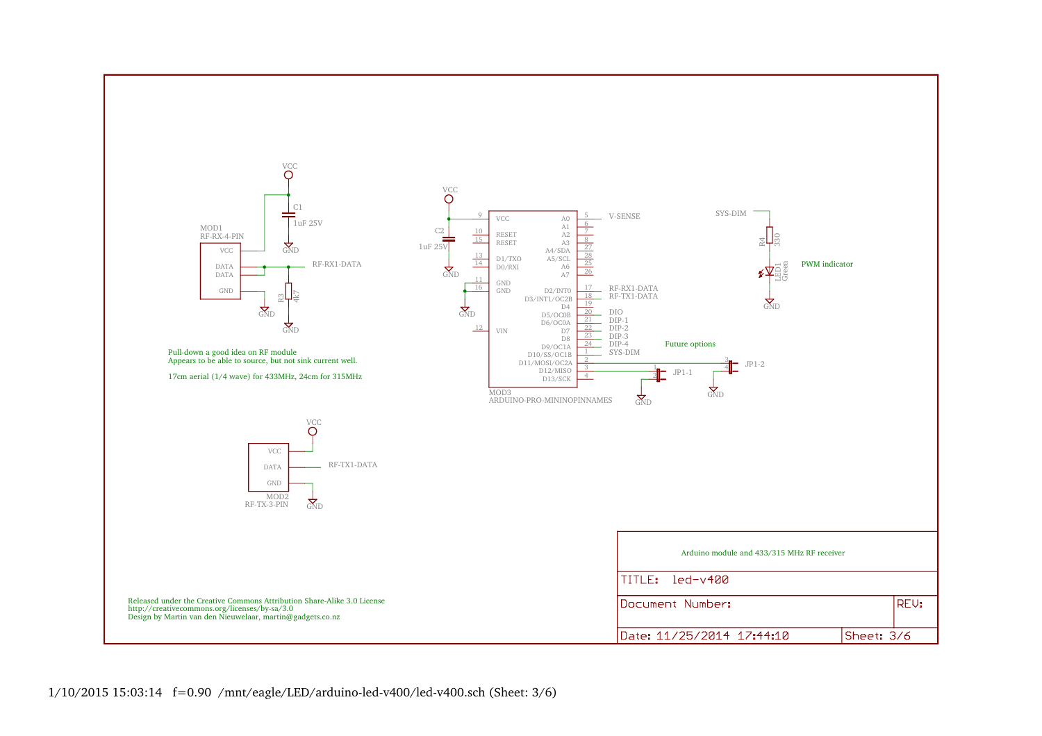VCC

C1

1uF 25V

GND

MOD1
RF-RX-4-PIN

VCC

DATA

DATA

GND

RF-RX1-DATA

R3
4k7

GND

GND

Pull-down a good idea on RF module
Appears to be able to source, but not sink current well.

17cm aerial (1/4 wave) for 433MHz, 24cm for 315MHz

VCC

C2
1uF 25V

GND

GND

9 VCC
10 RESET
15 RESET
13 D1/TXO
14 D0/RXI
11 GND
16 GND
12 VIN

A0 5 V-SENSE
A1 6
A2 7
A3 8
A4/SDA 27
A5/SCL 28
A6 25
A7 26
D2/INT0 17 RF-RX1-DATA
D3/INT1/OC2B 18 RF-TX1-DATA
D4 19
D5/OC0B 20 DIO
D6/OC0A 21 DIP-1
D7 22 DIP-2
D8 23 DIP-3
D9/OC1A 24 DIP-4
D10/SS/OC1B 1 SYS-DIM
D11/MOSI/OC2A 2
D12/MISO 3
D13/SCK 4

MOD3
ARDUINO-PRO-MININOPINNAMES

JP1-1

JP1-2

GND

GND

Future options

SYS-DIM

R4
330

LED1
Green

PWM indicator

GND

VCC

VCC

DATA

GND

MOD2
RF-TX-3-PIN

RF-TX1-DATA

GND

Released under the Creative Commons Attribution Share-Alike 3.0 License
http://creativecommons.org/licenses/by-sa/3.0
Design by Martin van den Nieuwelaar, martin@gadgets.co.nz

| Arduino module and 433/315 MHz RF receiver | |
|---|---|
| TITLE: led-v400 | |
| Document Number: | REV: |
| Date: 11/25/2014 17:44:10 | Sheet: 3/6 |

1/10/2015 15:03:14 f=0.90 /mnt/eagle/LED/arduino-led-v400/led-v400.sch (Sheet: 3/6)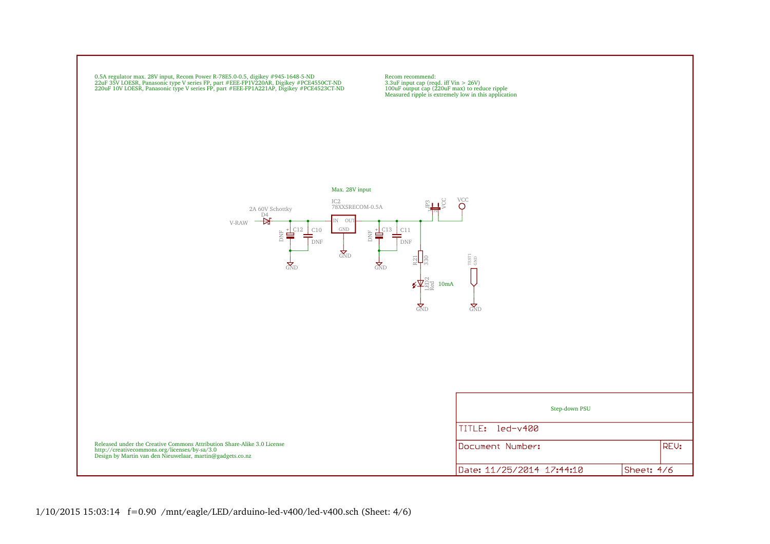0.5A regulator max. 28V input, Recom Power R-78E5.0-0.5, digikey #945-1648-5-ND
22uF 35V LOESR, Panasonic type V series FP, part #EEE-FP1V220AR, Digikey #PCE4550CT-ND
220uF 10V LOESR, Panasonic type V series FP, part #EEE-FP1A221AP, Digikey #PCE4523CT-ND

Recom recommend:
3.3uF input cap (reqd. iff Vin > 26V)
100uF output cap (220uF max) to reduce ripple
Measured ripple is extremely low in this application

Max. 28V input

IC2
78XXSRECOM-0.5A

IN OUT
GND

2A 60V Schottky
D4

V-RAW

C12 DNF
C10 DNF
C13 DNF
C11 DNF

JP3
VCC
VCC

R21 330

LED2 Red

10mA

TEST1 GND

GND GND GND GND GND GND

Released under the Creative Commons Attribution Share-Alike 3.0 License
http://creativecommons.org/licenses/by-sa/3.0
Design by Martin van den Nieuwelaar, martin@gadgets.co.nz

Step-down PSU

TITLE: led-v400

Document Number:

REV:

Date: 11/25/2014 17:44:10

Sheet: 4/6

1/10/2015 15:03:14 f=0.90 /mnt/eagle/LED/arduino-led-v400/led-v400.sch (Sheet: 4/6)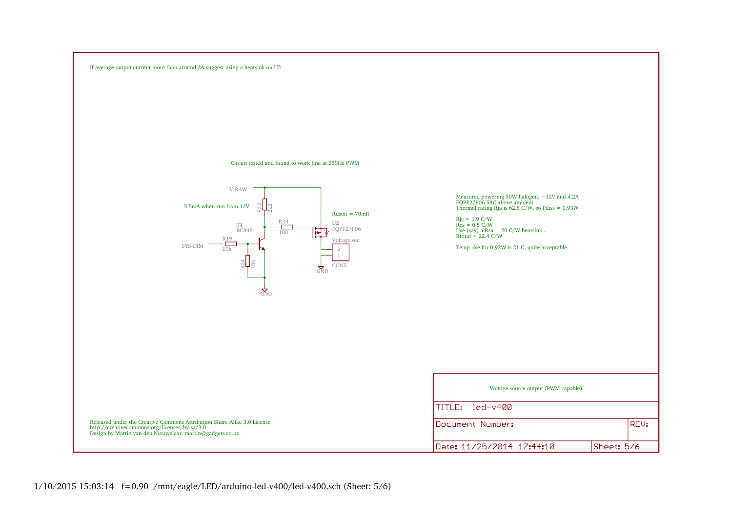If average output current more than around 3A suggest using a heatsink on U2

Circuit tested and found to work fine at 250Hz PWM

V-RAW

5.5mA when run from 12V

R22 2k2

T1 BC848

R23 100

Rdson = 70mR

U2 FQPF27P06

SYS-DIM

R19 10k

R24 10k

GND

Voltage out

2
1

CON5

GND

Measured powering 50W halogen, ~12V and 4.2A
FQPF27P06 58C above ambient.
Thermal rating Rja is 62.5 C/W, so Pdiss = 0.93W

Rjc = 1.9 C/W
Rcs = 0.5 C/W
Use (say) a Rsa = 20 C/W heatsink...
Rtotal = 22.4 C/W

Temp rise for 0.93W is 21 C; quite acceptable

Released under the Creative Commons Attribution Share-Alike 3.0 License
http://creativecommons.org/licenses/by-sa/3.0
Design by Martin van den Nieuwelaar, martin@gadgets.co.nz

Voltage source output (PWM capable)

| TITLE: led-v400 | |
|---|---|
| Document Number: | REV: |
| Date: 11/25/2014 17:44:10 | Sheet: 5/6 |

1/10/2015 15:03:14 f=0.90 /mnt/eagle/LED/arduino-led-v400/led-v400.sch (Sheet: 5/6)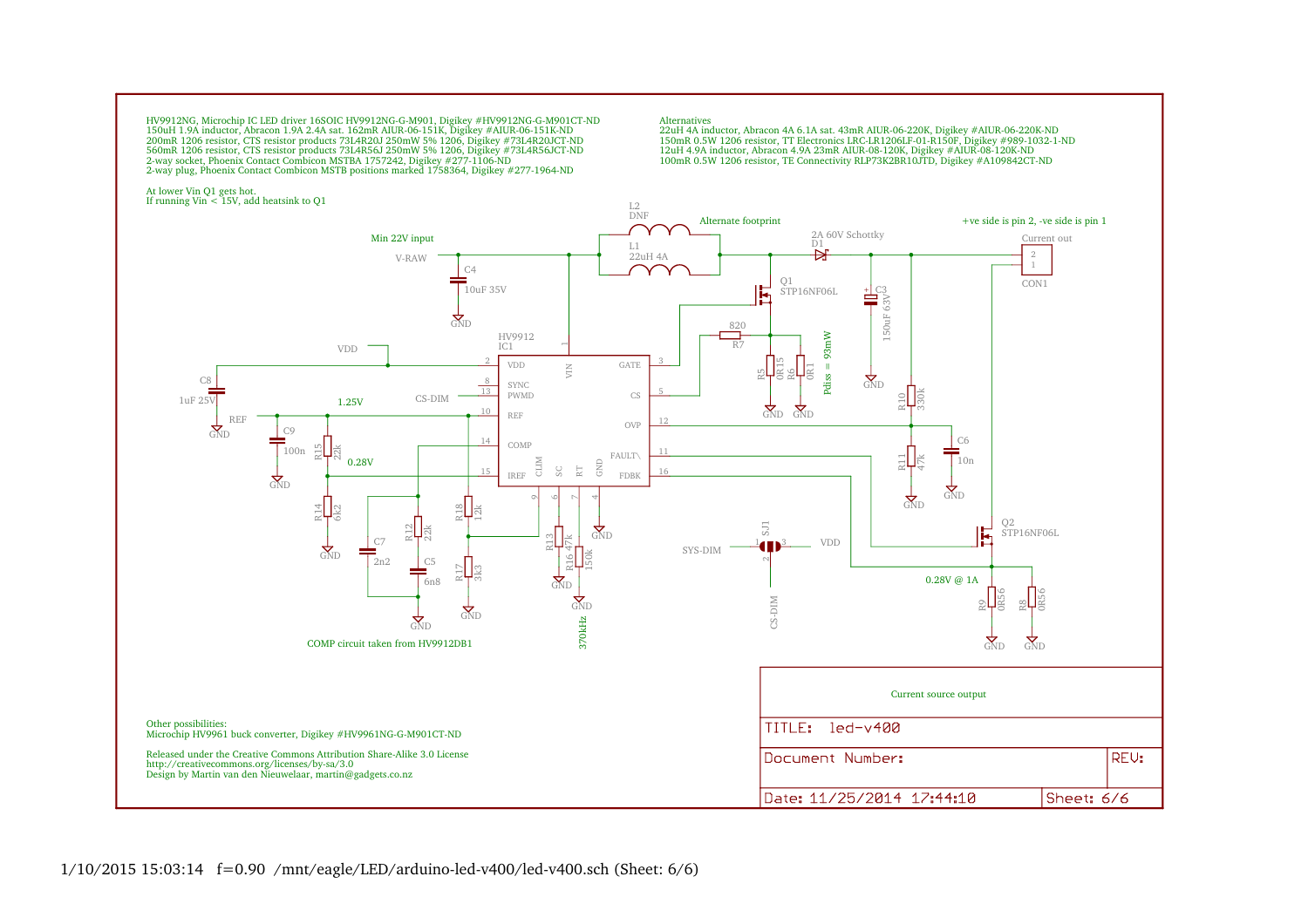HV9912NG, Microchip IC LED driver 16SOIC HV9912NG-G-M901, Digikey #HV9912NG-G-M901CT-ND
150uH 1.9A inductor, Abracon 1.9A 2.4A sat. 162mR AIUR-06-151K, Digikey #AIUR-06-151K-ND
200mR 1206 resistor, CTS resistor products 73L4R20J 250mW 5% 1206, Digikey #73L4R20JCT-ND
560mR 1206 resistor, CTS resistor products 73L4R56J 250mW 5% 1206, Digikey #73L4R56JCT-ND
2-way socket, Phoenix Contact Combicon MSTBA 1757242, Digikey #277-1106-ND
2-way plug, Phoenix Contact Combicon MSTB positions marked 1758364, Digikey #277-1964-ND

At lower Vin Q1 gets hot.
If running Vin < 15V, add heatsink to Q1

Alternatives
22uH 4A inductor, Abracon 4A 6.1A sat. 43mR AIUR-06-220K, Digikey #AIUR-06-220K-ND
150mR 0.5W 1206 resistor, TT Electronics LRC-LR1206LF-01-R150F, Digikey #989-1032-1-ND
12uH 4.9A inductor, Abracon 4.9A 23mR AIUR-08-120K, Digikey #AIUR-08-120K-ND
100mR 0.5W 1206 resistor, TE Connectivity RLP73K2BR10JTD, Digikey #A109842CT-ND

Min 22V input

V-RAW

C4
10uF 35V

L2
DNF

L1
22uH 4A

Alternate footprint

2A 60V Schottky
D1

+ve side is pin 2, -ve side is pin 1

Current out
CON1

Q1
STP16NF06L

C3
150uF 63V

VDD

HV9912
IC1

VDD
SYNC
PWMD
REF
COMP
IREF
CLIM
SC
RT
GND
VIN
GATE
CS
OVP
FAULT\
FDBK

820
R7

R5 0R15
R6 0R1

Pdiss = 93mW

R10 330k
R11 47k
C6 10n

C8 1uF 25V

CS-DIM

REF

1.25V

C9 100n

R15 22k
0.28V
R14 6k2

C7 2n2
R12 22k
C5 6n8

R18 12k
R17 3k3

R13 47k
R16 150k

370kHz

SYS-DIM
SJ1
VDD
CS-DIM

Q2
STP16NF06L

0.28V @ 1A

R9 0R56
R8 0R56

GND

COMP circuit taken from HV9912DB1

Other possibilities:
Microchip HV9961 buck converter, Digikey #HV9961NG-G-M901CT-ND

Released under the Creative Commons Attribution Share-Alike 3.0 License
http://creativecommons.org/licenses/by-sa/3.0
Design by Martin van den Nieuwelaar, martin@gadgets.co.nz

Current source output

TITLE: led-v400

Document Number:

REV:

Date: 11/25/2014 17:44:10

Sheet: 6/6

1/10/2015 15:03:14 f=0.90 /mnt/eagle/LED/arduino-led-v400/led-v400.sch (Sheet: 6/6)